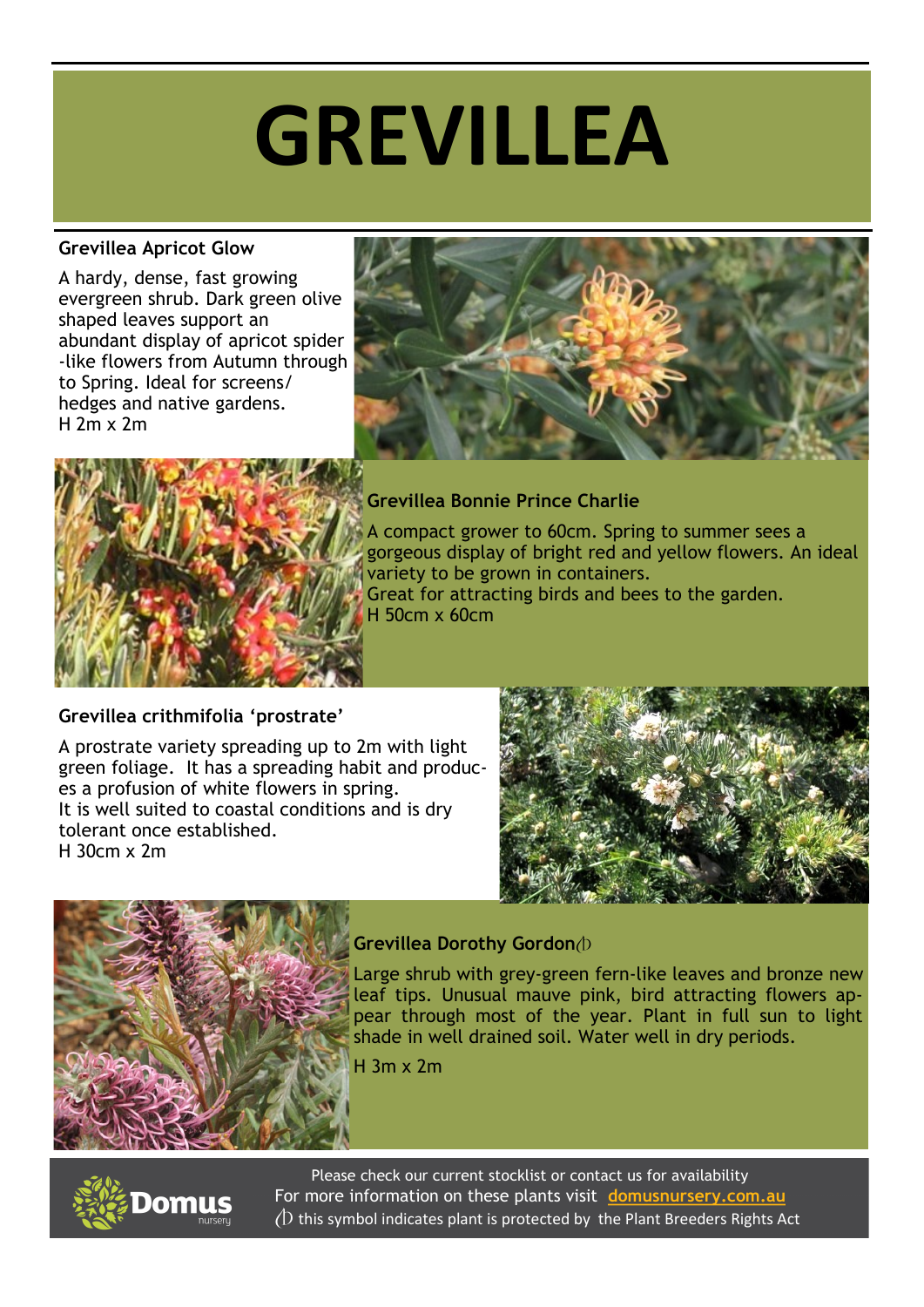# GREVILLEA

### Grevillea Apricot Glow

A hardy, dense, fast growing evergreen shrub. Dark green olive shaped leaves support an abundant display of apricot spider-like flowers from Autumn through to Spring. Ideal for screens/hedges and native gardens.
H 2m x 2m

### Grevillea Bonnie Prince Charlie

A compact grower to 60cm. Spring to summer sees a gorgeous display of bright red and yellow flowers. An ideal variety to be grown in containers.
Great for attracting birds and bees to the garden.
H 50cm x 60cm

### Grevillea crithmifolia 'prostrate'

A prostrate variety spreading up to 2m with light green foliage. It has a spreading habit and produces a profusion of white flowers in spring.
It is well suited to coastal conditions and is dry tolerant once established.
H 30cm x 2m

### Grevillea Dorothy Gordon⦶

Large shrub with grey-green fern-like leaves and bronze new leaf tips. Unusual mauve pink, bird attracting flowers appear through most of the year. Plant in full sun to light shade in well drained soil. Water well in dry periods.

H 3m x 2m

Please check our current stocklist or contact us for availability
For more information on these plants visit **domusnursery.com.au**
⦶ this symbol indicates plant is protected by the Plant Breeders Rights Act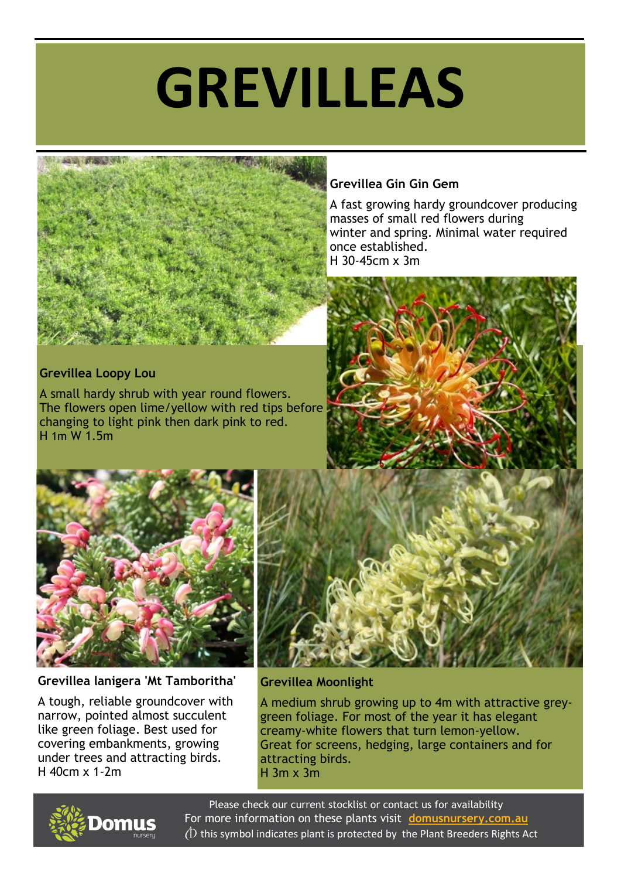# GREVILLEAS

### Grevillea Gin Gin Gem

A fast growing hardy groundcover producing masses of small red flowers during winter and spring. Minimal water required once established.
H 30-45cm x 3m

### Grevillea Loopy Lou

A small hardy shrub with year round flowers. The flowers open lime/yellow with red tips before changing to light pink then dark pink to red.
H 1m W 1.5m

### Grevillea lanigera 'Mt Tamboritha'

A tough, reliable groundcover with narrow, pointed almost succulent like green foliage. Best used for covering embankments, growing under trees and attracting birds.
H 40cm x 1-2m

### Grevillea Moonlight

A medium shrub growing up to 4m with attractive grey-green foliage. For most of the year it has elegant creamy-white flowers that turn lemon-yellow. Great for screens, hedging, large containers and for attracting birds.
H 3m x 3m

Domus nursery

Please check our current stocklist or contact us for availability
For more information on these plants visit **domusnursery.com.au**
Ⓟ this symbol indicates plant is protected by the Plant Breeders Rights Act